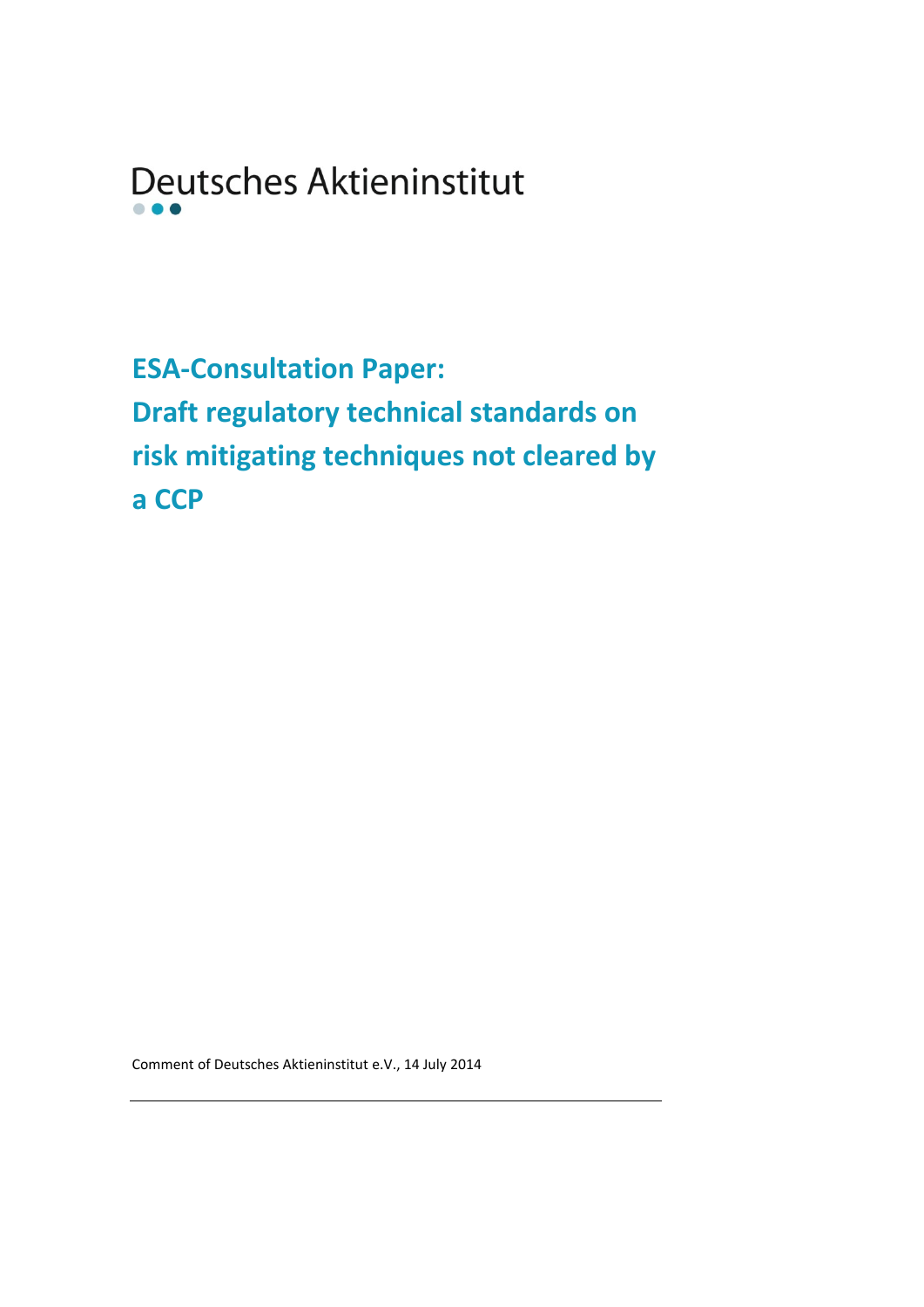Deutsches Aktieninstitut

# ESA-Consultation Paper: Draft regulatory technical standards on risk mitigating techniques not cleared by a CCP

Comment of Deutsches Aktieninstitut e.V., 14 July 2014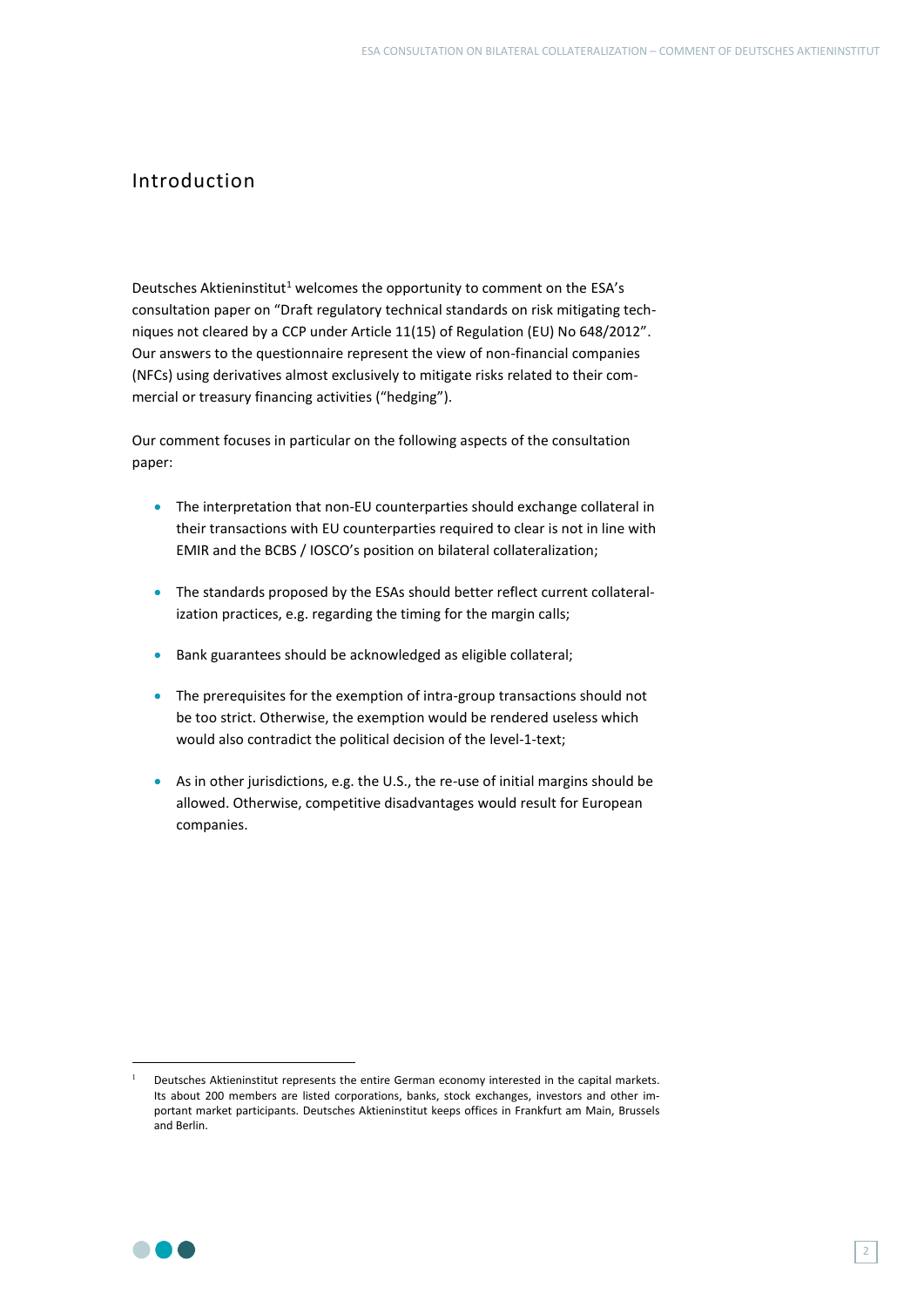# Introduction

Deutsches Aktieninstitut[1] welcomes the opportunity to comment on the ESA's consultation paper on "Draft regulatory technical standards on risk mitigating techniques not cleared by a CCP under Article 11(15) of Regulation (EU) No 648/2012". Our answers to the questionnaire represent the view of non-financial companies (NFCs) using derivatives almost exclusively to mitigate risks related to their commercial or treasury financing activities ("hedging").

Our comment focuses in particular on the following aspects of the consultation paper:

- The interpretation that non-EU counterparties should exchange collateral in their transactions with EU counterparties required to clear is not in line with EMIR and the BCBS / IOSCO's position on bilateral collateralization;
- The standards proposed by the ESAs should better reflect current collateralization practices, e.g. regarding the timing for the margin calls;
- Bank guarantees should be acknowledged as eligible collateral;
- The prerequisites for the exemption of intra-group transactions should not be too strict. Otherwise, the exemption would be rendered useless which would also contradict the political decision of the level-1-text;
- As in other jurisdictions, e.g. the U.S., the re-use of initial margins should be allowed. Otherwise, competitive disadvantages would result for European companies.

[1] Deutsches Aktieninstitut represents the entire German economy interested in the capital markets. Its about 200 members are listed corporations, banks, stock exchanges, investors and other important market participants. Deutsches Aktieninstitut keeps offices in Frankfurt am Main, Brussels and Berlin.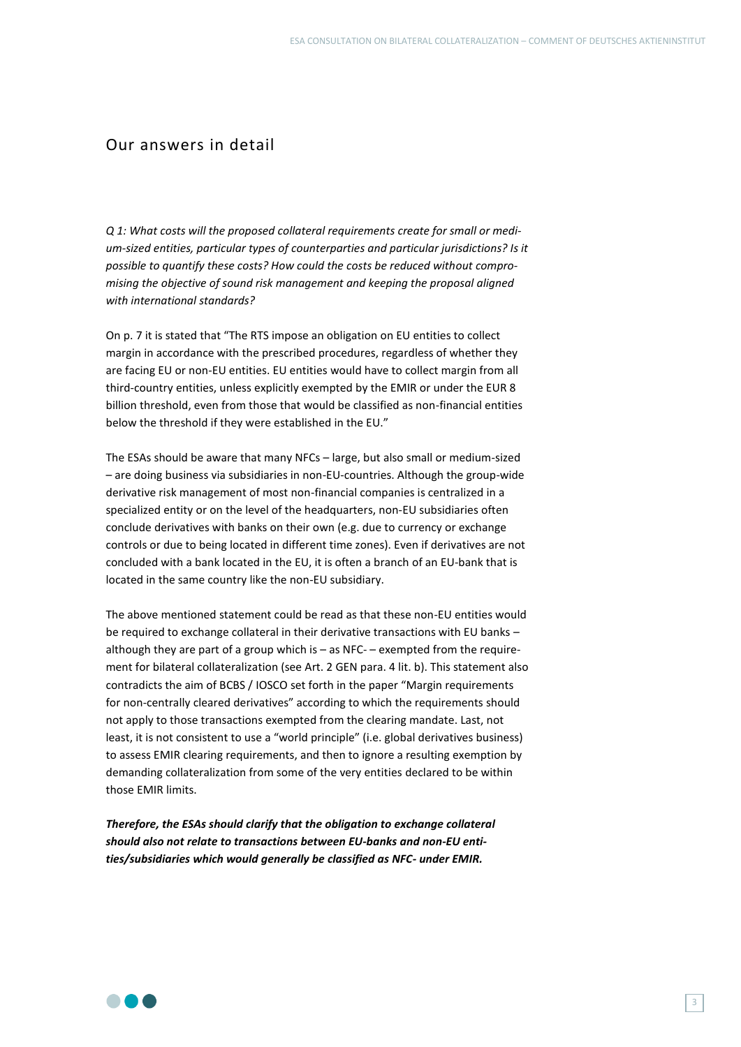## Our answers in detail

*Q 1: What costs will the proposed collateral requirements create for small or medium-sized entities, particular types of counterparties and particular jurisdictions? Is it possible to quantify these costs? How could the costs be reduced without compromising the objective of sound risk management and keeping the proposal aligned with international standards?*

On p. 7 it is stated that "The RTS impose an obligation on EU entities to collect margin in accordance with the prescribed procedures, regardless of whether they are facing EU or non-EU entities. EU entities would have to collect margin from all third-country entities, unless explicitly exempted by the EMIR or under the EUR 8 billion threshold, even from those that would be classified as non-financial entities below the threshold if they were established in the EU."

The ESAs should be aware that many NFCs – large, but also small or medium-sized – are doing business via subsidiaries in non-EU-countries. Although the group-wide derivative risk management of most non-financial companies is centralized in a specialized entity or on the level of the headquarters, non-EU subsidiaries often conclude derivatives with banks on their own (e.g. due to currency or exchange controls or due to being located in different time zones). Even if derivatives are not concluded with a bank located in the EU, it is often a branch of an EU-bank that is located in the same country like the non-EU subsidiary.

The above mentioned statement could be read as that these non-EU entities would be required to exchange collateral in their derivative transactions with EU banks – although they are part of a group which is – as NFC- – exempted from the requirement for bilateral collateralization (see Art. 2 GEN para. 4 lit. b). This statement also contradicts the aim of BCBS / IOSCO set forth in the paper "Margin requirements for non-centrally cleared derivatives" according to which the requirements should not apply to those transactions exempted from the clearing mandate. Last, not least, it is not consistent to use a "world principle" (i.e. global derivatives business) to assess EMIR clearing requirements, and then to ignore a resulting exemption by demanding collateralization from some of the very entities declared to be within those EMIR limits.

***Therefore, the ESAs should clarify that the obligation to exchange collateral should also not relate to transactions between EU-banks and non-EU entities/subsidiaries which would generally be classified as NFC- under EMIR.***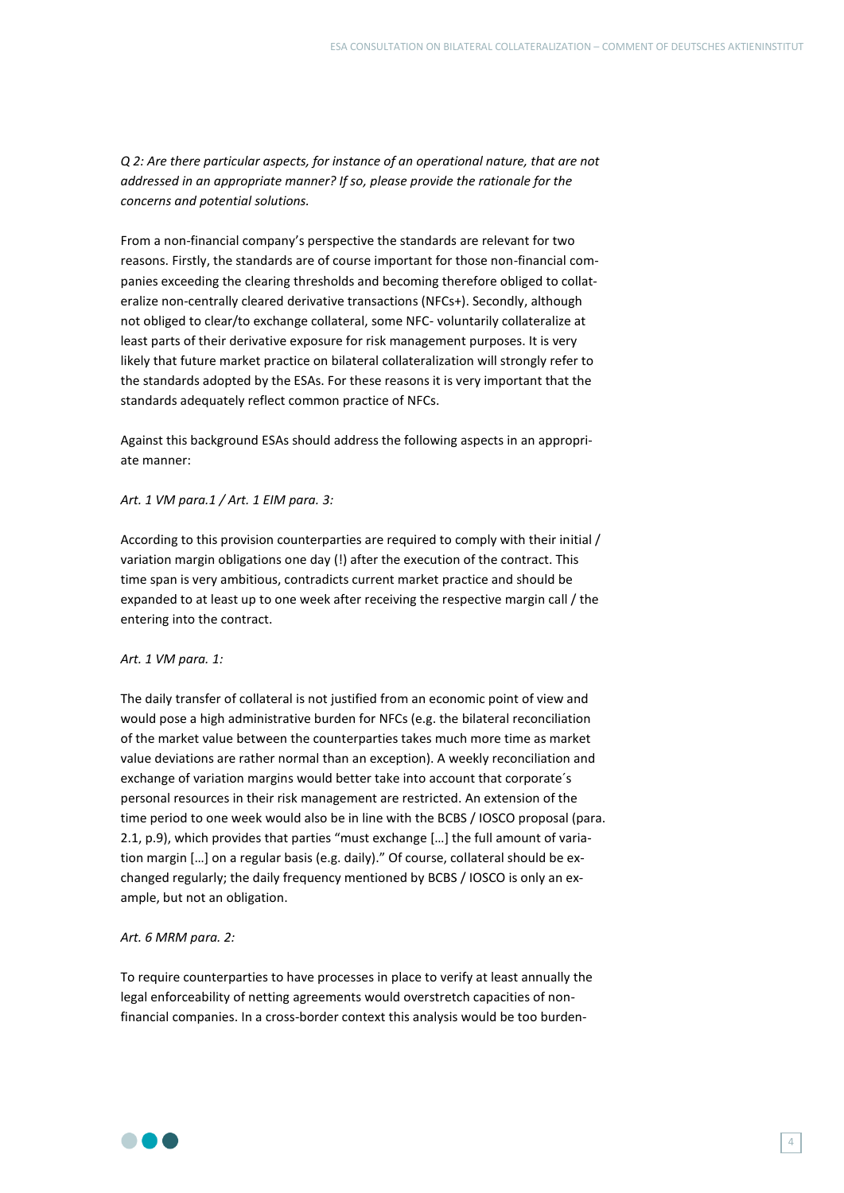*Q 2: Are there particular aspects, for instance of an operational nature, that are not addressed in an appropriate manner? If so, please provide the rationale for the concerns and potential solutions.*

From a non-financial company's perspective the standards are relevant for two reasons. Firstly, the standards are of course important for those non-financial companies exceeding the clearing thresholds and becoming therefore obliged to collateralize non-centrally cleared derivative transactions (NFCs+). Secondly, although not obliged to clear/to exchange collateral, some NFC- voluntarily collateralize at least parts of their derivative exposure for risk management purposes. It is very likely that future market practice on bilateral collateralization will strongly refer to the standards adopted by the ESAs. For these reasons it is very important that the standards adequately reflect common practice of NFCs.

Against this background ESAs should address the following aspects in an appropriate manner:

*Art. 1 VM para.1 / Art. 1 EIM para. 3:*

According to this provision counterparties are required to comply with their initial / variation margin obligations one day (!) after the execution of the contract. This time span is very ambitious, contradicts current market practice and should be expanded to at least up to one week after receiving the respective margin call / the entering into the contract.

*Art. 1 VM para. 1:*

The daily transfer of collateral is not justified from an economic point of view and would pose a high administrative burden for NFCs (e.g. the bilateral reconciliation of the market value between the counterparties takes much more time as market value deviations are rather normal than an exception). A weekly reconciliation and exchange of variation margins would better take into account that corporate´s personal resources in their risk management are restricted. An extension of the time period to one week would also be in line with the BCBS / IOSCO proposal (para. 2.1, p.9), which provides that parties "must exchange […] the full amount of variation margin […] on a regular basis (e.g. daily)." Of course, collateral should be exchanged regularly; the daily frequency mentioned by BCBS / IOSCO is only an example, but not an obligation.

*Art. 6 MRM para. 2:*

To require counterparties to have processes in place to verify at least annually the legal enforceability of netting agreements would overstretch capacities of non-financial companies. In a cross-border context this analysis would be too burden-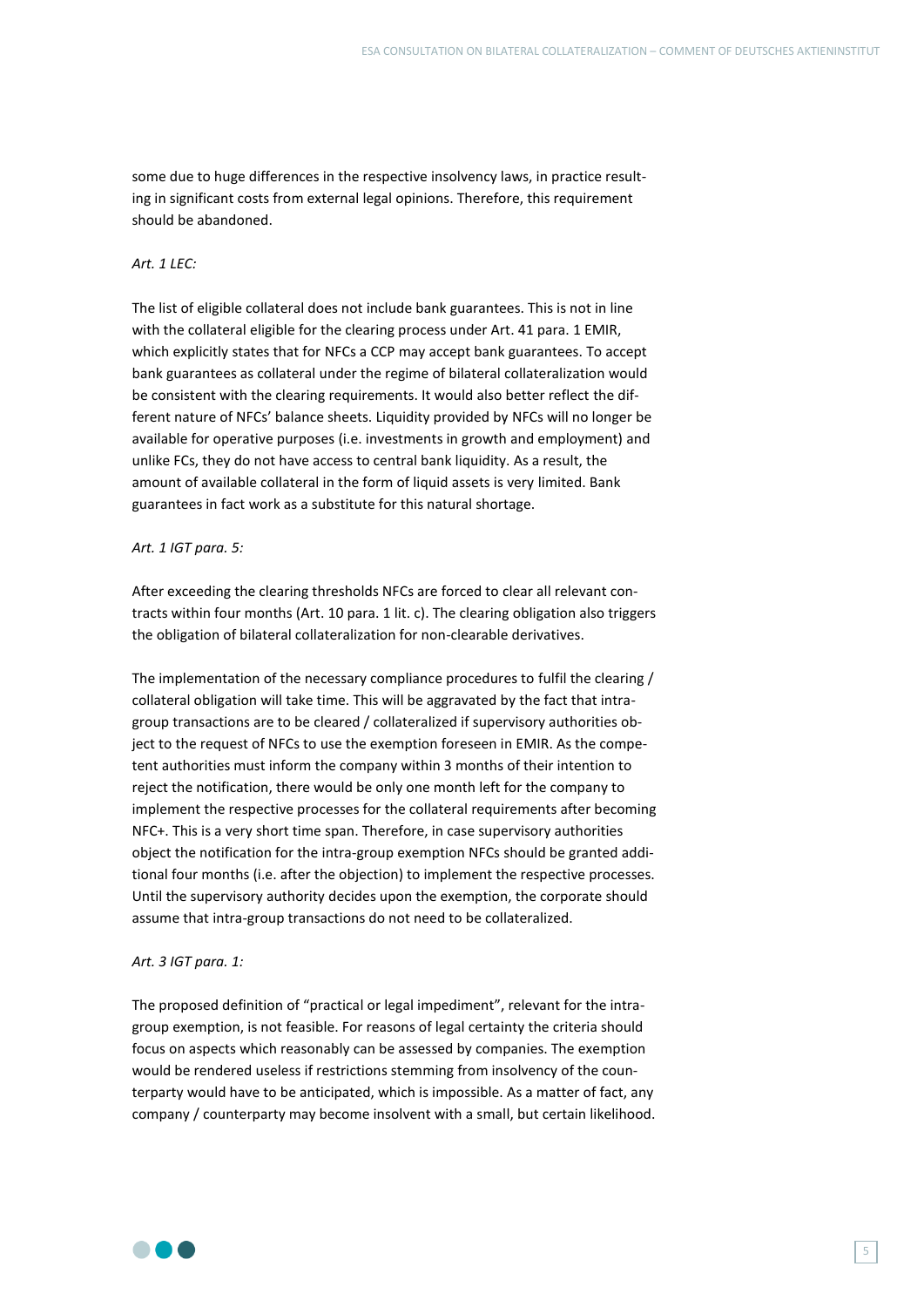some due to huge differences in the respective insolvency laws, in practice resulting in significant costs from external legal opinions. Therefore, this requirement should be abandoned.

*Art. 1 LEC:*

The list of eligible collateral does not include bank guarantees. This is not in line with the collateral eligible for the clearing process under Art. 41 para. 1 EMIR, which explicitly states that for NFCs a CCP may accept bank guarantees. To accept bank guarantees as collateral under the regime of bilateral collateralization would be consistent with the clearing requirements. It would also better reflect the different nature of NFCs' balance sheets. Liquidity provided by NFCs will no longer be available for operative purposes (i.e. investments in growth and employment) and unlike FCs, they do not have access to central bank liquidity. As a result, the amount of available collateral in the form of liquid assets is very limited. Bank guarantees in fact work as a substitute for this natural shortage.

*Art. 1 IGT para. 5:*

After exceeding the clearing thresholds NFCs are forced to clear all relevant contracts within four months (Art. 10 para. 1 lit. c). The clearing obligation also triggers the obligation of bilateral collateralization for non-clearable derivatives.

The implementation of the necessary compliance procedures to fulfil the clearing / collateral obligation will take time. This will be aggravated by the fact that intragroup transactions are to be cleared / collateralized if supervisory authorities object to the request of NFCs to use the exemption foreseen in EMIR. As the competent authorities must inform the company within 3 months of their intention to reject the notification, there would be only one month left for the company to implement the respective processes for the collateral requirements after becoming NFC+. This is a very short time span. Therefore, in case supervisory authorities object the notification for the intra-group exemption NFCs should be granted additional four months (i.e. after the objection) to implement the respective processes. Until the supervisory authority decides upon the exemption, the corporate should assume that intra-group transactions do not need to be collateralized.

*Art. 3 IGT para. 1:*

The proposed definition of "practical or legal impediment", relevant for the intragroup exemption, is not feasible. For reasons of legal certainty the criteria should focus on aspects which reasonably can be assessed by companies. The exemption would be rendered useless if restrictions stemming from insolvency of the counterparty would have to be anticipated, which is impossible. As a matter of fact, any company / counterparty may become insolvent with a small, but certain likelihood.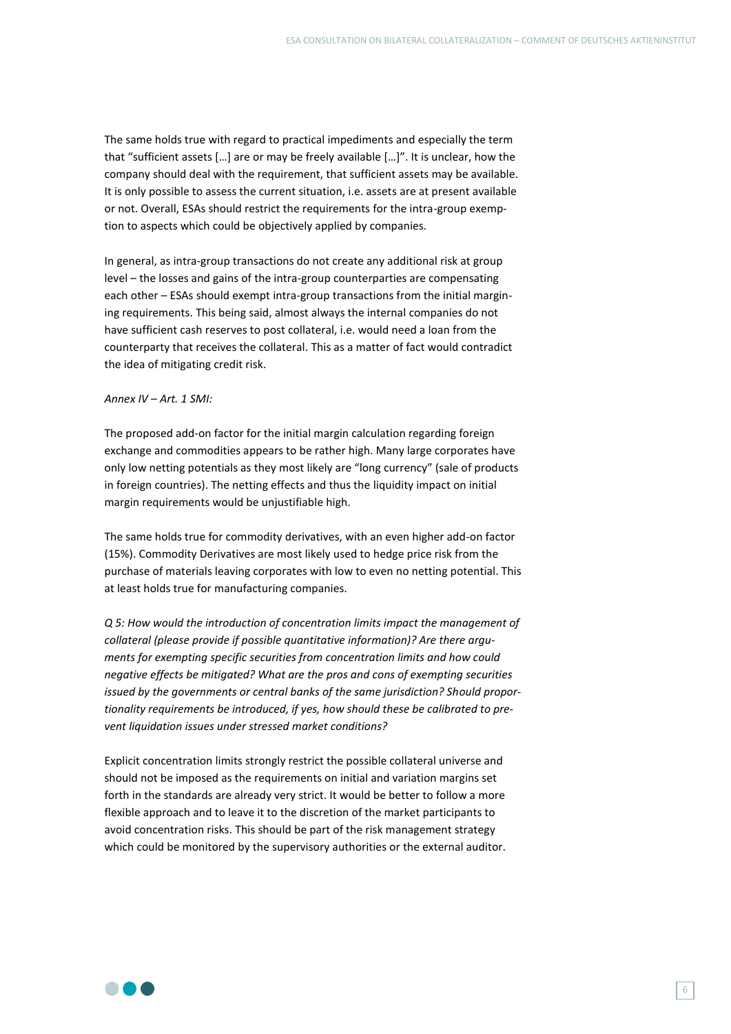The same holds true with regard to practical impediments and especially the term that "sufficient assets […] are or may be freely available […]". It is unclear, how the company should deal with the requirement, that sufficient assets may be available. It is only possible to assess the current situation, i.e. assets are at present available or not. Overall, ESAs should restrict the requirements for the intra-group exemption to aspects which could be objectively applied by companies.

In general, as intra-group transactions do not create any additional risk at group level – the losses and gains of the intra-group counterparties are compensating each other – ESAs should exempt intra-group transactions from the initial margining requirements. This being said, almost always the internal companies do not have sufficient cash reserves to post collateral, i.e. would need a loan from the counterparty that receives the collateral. This as a matter of fact would contradict the idea of mitigating credit risk.

*Annex IV – Art. 1 SMI:*

The proposed add-on factor for the initial margin calculation regarding foreign exchange and commodities appears to be rather high. Many large corporates have only low netting potentials as they most likely are "long currency" (sale of products in foreign countries). The netting effects and thus the liquidity impact on initial margin requirements would be unjustifiable high.

The same holds true for commodity derivatives, with an even higher add-on factor (15%). Commodity Derivatives are most likely used to hedge price risk from the purchase of materials leaving corporates with low to even no netting potential. This at least holds true for manufacturing companies.

*Q 5: How would the introduction of concentration limits impact the management of collateral (please provide if possible quantitative information)? Are there arguments for exempting specific securities from concentration limits and how could negative effects be mitigated? What are the pros and cons of exempting securities issued by the governments or central banks of the same jurisdiction? Should proportionality requirements be introduced, if yes, how should these be calibrated to prevent liquidation issues under stressed market conditions?*

Explicit concentration limits strongly restrict the possible collateral universe and should not be imposed as the requirements on initial and variation margins set forth in the standards are already very strict. It would be better to follow a more flexible approach and to leave it to the discretion of the market participants to avoid concentration risks. This should be part of the risk management strategy which could be monitored by the supervisory authorities or the external auditor.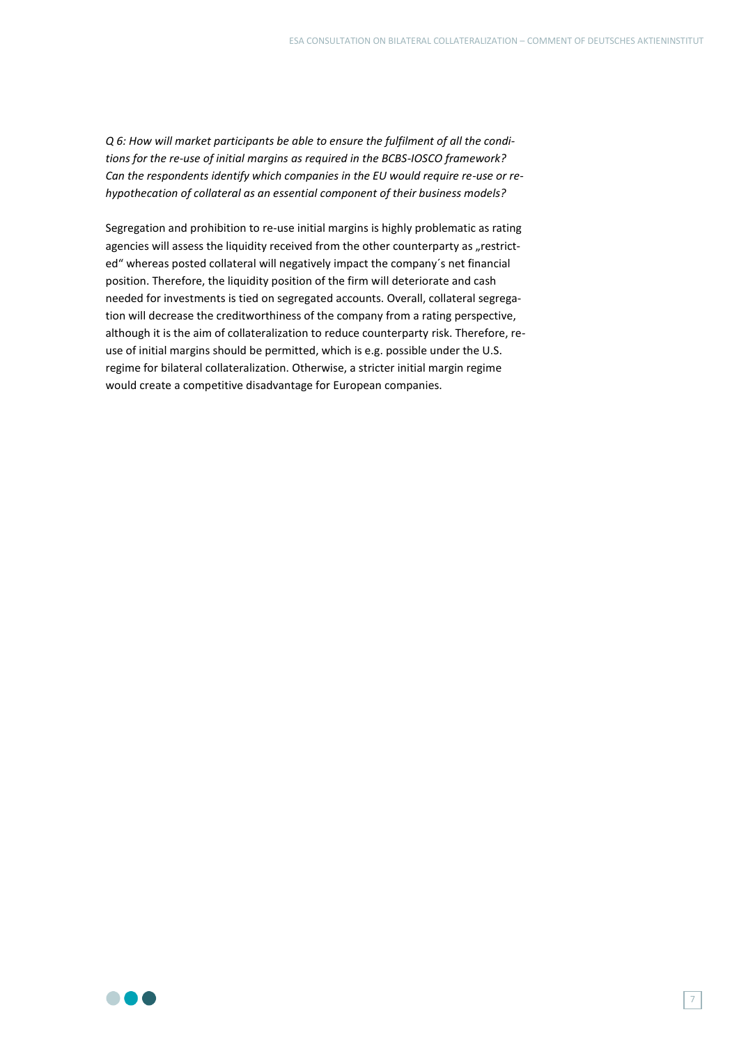*Q 6: How will market participants be able to ensure the fulfilment of all the conditions for the re-use of initial margins as required in the BCBS-IOSCO framework? Can the respondents identify which companies in the EU would require re-use or re-hypothecation of collateral as an essential component of their business models?*

Segregation and prohibition to re-use initial margins is highly problematic as rating agencies will assess the liquidity received from the other counterparty as „restricted" whereas posted collateral will negatively impact the company´s net financial position. Therefore, the liquidity position of the firm will deteriorate and cash needed for investments is tied on segregated accounts. Overall, collateral segregation will decrease the creditworthiness of the company from a rating perspective, although it is the aim of collateralization to reduce counterparty risk. Therefore, re-use of initial margins should be permitted, which is e.g. possible under the U.S. regime for bilateral collateralization. Otherwise, a stricter initial margin regime would create a competitive disadvantage for European companies.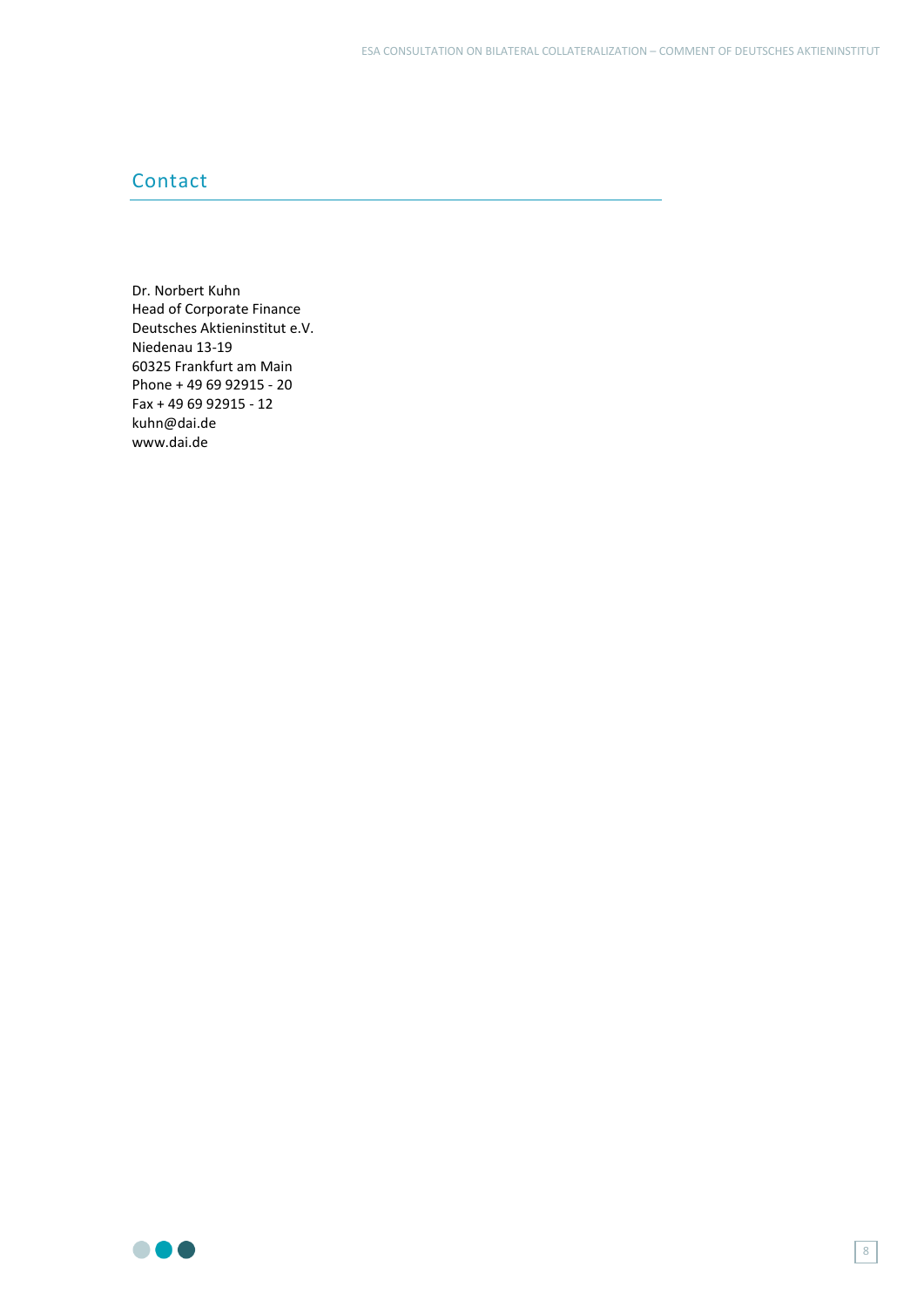## Contact

Dr. Norbert Kuhn
Head of Corporate Finance
Deutsches Aktieninstitut e.V.
Niedenau 13-19
60325 Frankfurt am Main
Phone + 49 69 92915 - 20
Fax + 49 69 92915 - 12
kuhn@dai.de
www.dai.de